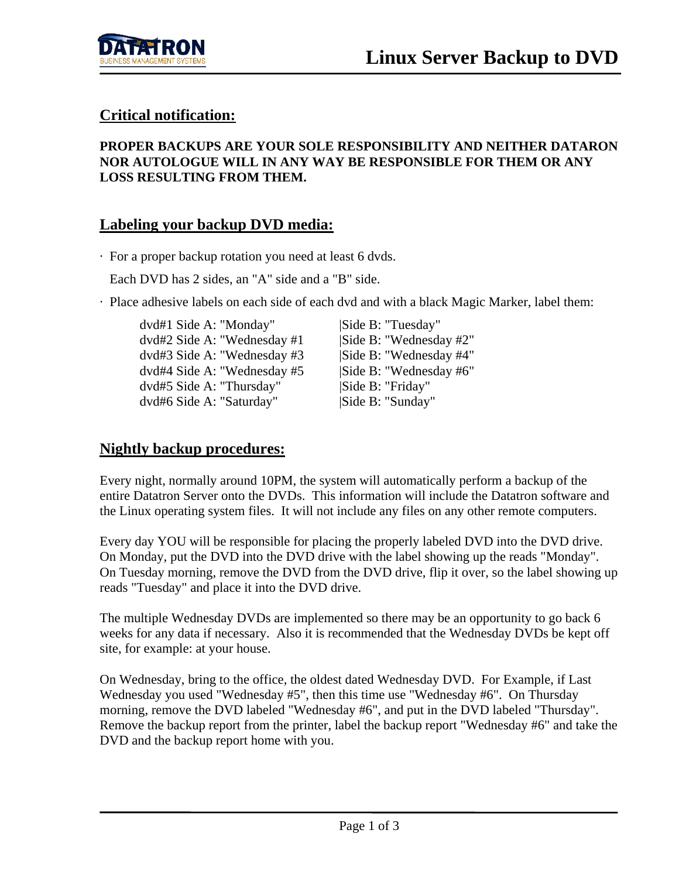# Linux Server Backup to DVD

## Critical notification:

**PROPER BACKUPS ARE YOUR SOLE RESPONSIBILITY AND NEITHER DATARON NOR AUTOLOGUE WILL IN ANY WAY BE RESPONSIBLE FOR THEM OR ANY LOSS RESULTING FROM THEM.**

## Labeling your backup DVD media:

· For a proper backup rotation you need at least 6 dvds.

Each DVD has 2 sides, an "A" side and a "B" side.

· Place adhesive labels on each side of each dvd and with a black Magic Marker, label them:

```
dvd#1 Side A: "Monday"        |Side B: "Tuesday"
dvd#2 Side A: "Wednesday #1   |Side B: "Wednesday #2"
dvd#3 Side A: "Wednesday #3   |Side B: "Wednesday #4"
dvd#4 Side A: "Wednesday #5   |Side B: "Wednesday #6"
dvd#5 Side A: "Thursday"      |Side B: "Friday"
dvd#6 Side A: "Saturday"      |Side B: "Sunday"
```

## Nightly backup procedures:

Every night, normally around 10PM, the system will automatically perform a backup of the entire Datatron Server onto the DVDs. This information will include the Datatron software and the Linux operating system files. It will not include any files on any other remote computers.

Every day YOU will be responsible for placing the properly labeled DVD into the DVD drive. On Monday, put the DVD into the DVD drive with the label showing up the reads "Monday". On Tuesday morning, remove the DVD from the DVD drive, flip it over, so the label showing up reads "Tuesday" and place it into the DVD drive.

The multiple Wednesday DVDs are implemented so there may be an opportunity to go back 6 weeks for any data if necessary. Also it is recommended that the Wednesday DVDs be kept off site, for example: at your house.

On Wednesday, bring to the office, the oldest dated Wednesday DVD. For Example, if Last Wednesday you used "Wednesday #5", then this time use "Wednesday #6". On Thursday morning, remove the DVD labeled "Wednesday #6", and put in the DVD labeled "Thursday". Remove the backup report from the printer, label the backup report "Wednesday #6" and take the DVD and the backup report home with you.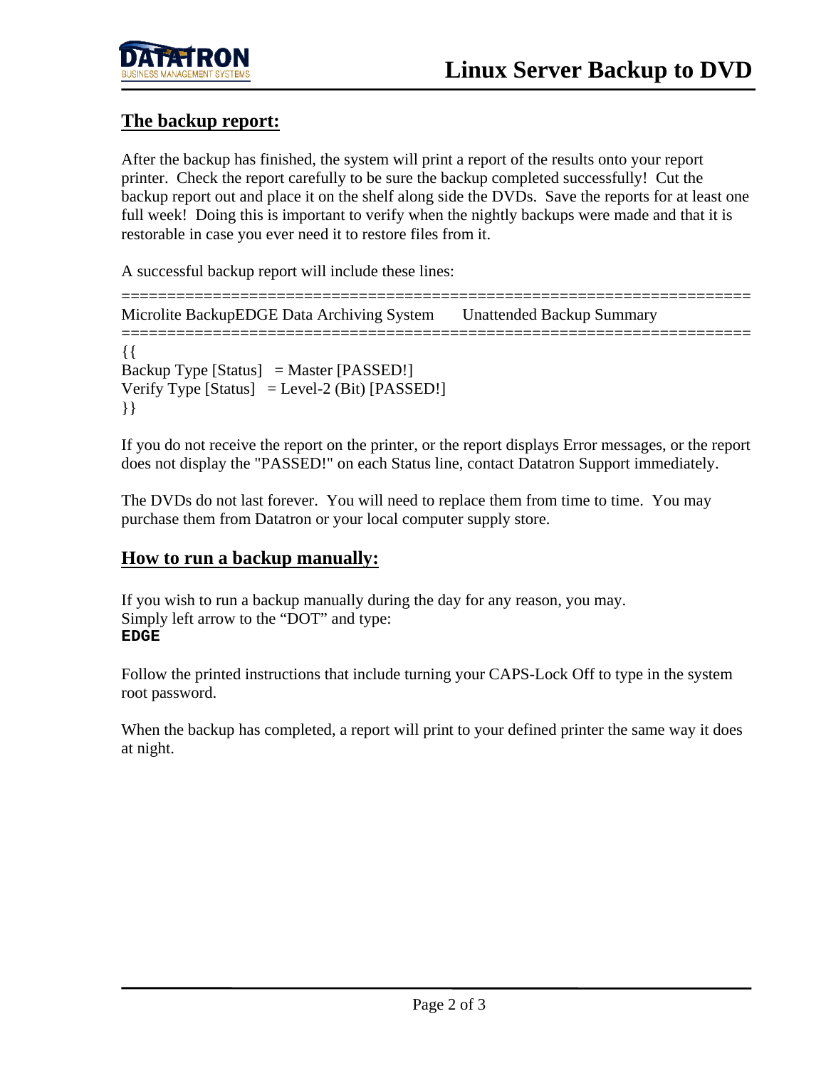## The backup report:

After the backup has finished, the system will print a report of the results onto your report printer. Check the report carefully to be sure the backup completed successfully! Cut the backup report out and place it on the shelf along side the DVDs. Save the reports for at least one full week! Doing this is important to verify when the nightly backups were made and that it is restorable in case you ever need it to restore files from it.

A successful backup report will include these lines:

```
======================================================================
Microlite BackupEDGE Data Archiving System      Unattended Backup Summary
======================================================================
{{
Backup Type [Status]   = Master [PASSED!]
Verify Type [Status]   = Level-2 (Bit) [PASSED!]
}}
```

If you do not receive the report on the printer, or the report displays Error messages, or the report does not display the "PASSED!" on each Status line, contact Datatron Support immediately.

The DVDs do not last forever. You will need to replace them from time to time. You may purchase them from Datatron or your local computer supply store.

## How to run a backup manually:

If you wish to run a backup manually during the day for any reason, you may.
Simply left arrow to the “DOT” and type:
**`EDGE`**

Follow the printed instructions that include turning your CAPS-Lock Off to type in the system root password.

When the backup has completed, a report will print to your defined printer the same way it does at night.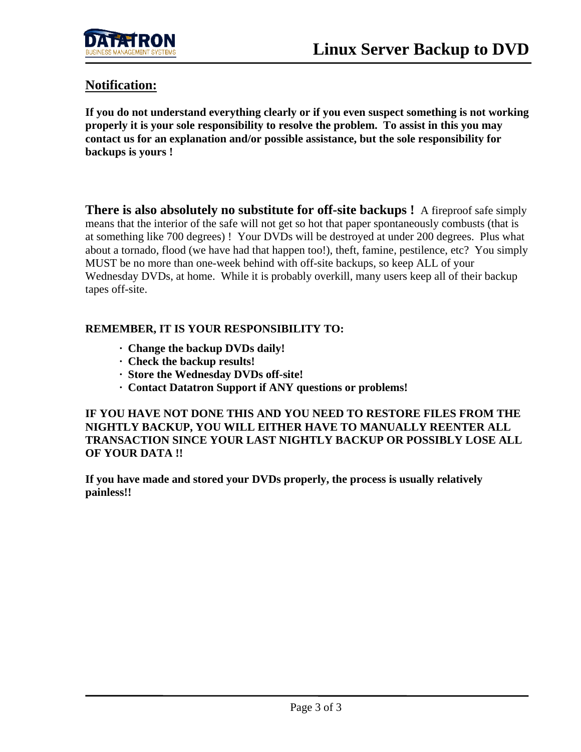## Notification:

**If you do not understand everything clearly or if you even suspect something is not working properly it is your sole responsibility to resolve the problem. To assist in this you may contact us for an explanation and/or possible assistance, but the sole responsibility for backups is yours !**

**There is also absolutely no substitute for off-site backups !** A fireproof safe simply means that the interior of the safe will not get so hot that paper spontaneously combusts (that is at something like 700 degrees) ! Your DVDs will be destroyed at under 200 degrees. Plus what about a tornado, flood (we have had that happen too!), theft, famine, pestilence, etc? You simply MUST be no more than one-week behind with off-site backups, so keep ALL of your Wednesday DVDs, at home. While it is probably overkill, many users keep all of their backup tapes off-site.

**REMEMBER, IT IS YOUR RESPONSIBILITY TO:**

- **Change the backup DVDs daily!**
- **Check the backup results!**
- **Store the Wednesday DVDs off-site!**
- **Contact Datatron Support if ANY questions or problems!**

**IF YOU HAVE NOT DONE THIS AND YOU NEED TO RESTORE FILES FROM THE NIGHTLY BACKUP, YOU WILL EITHER HAVE TO MANUALLY REENTER ALL TRANSACTION SINCE YOUR LAST NIGHTLY BACKUP OR POSSIBLY LOSE ALL OF YOUR DATA !!**

**If you have made and stored your DVDs properly, the process is usually relatively painless!!**